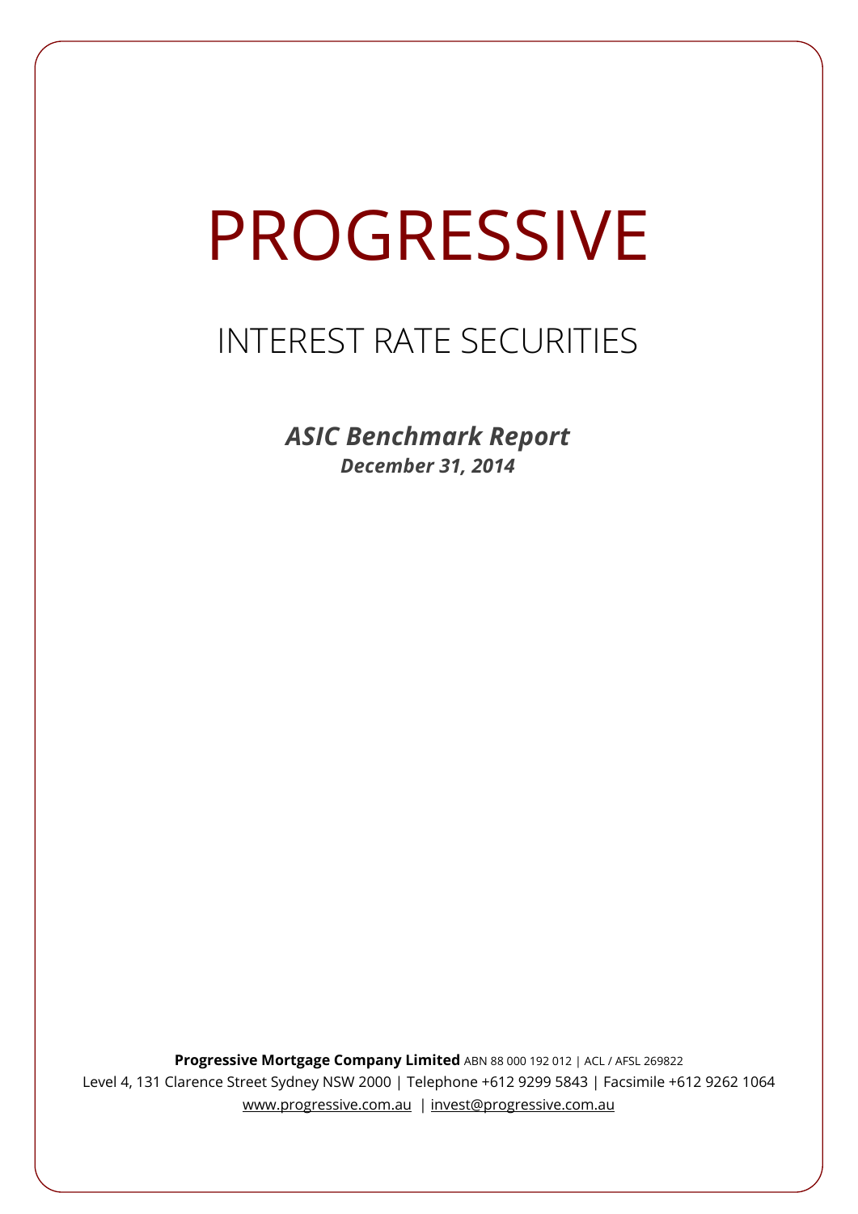# PROGRESSIVE

## INTEREST RATE SECURITIES

***ASIC Benchmark Report***
***December 31, 2014***

**Progressive Mortgage Company Limited** ABN 88 000 192 012 | ACL / AFSL 269822
Level 4, 131 Clarence Street Sydney NSW 2000 | Telephone +612 9299 5843 | Facsimile +612 9262 1064
www.progressive.com.au | invest@progressive.com.au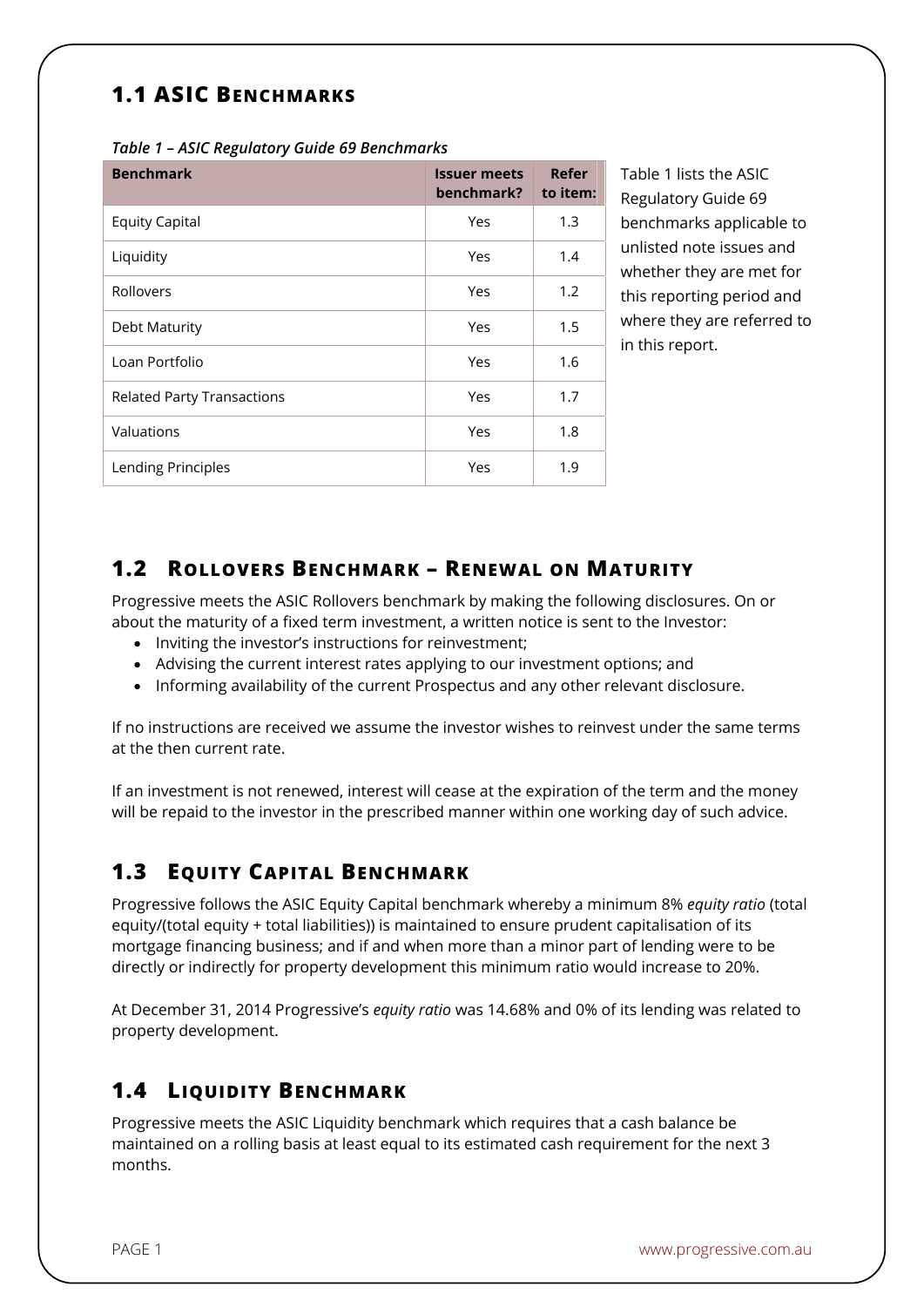## 1.1 ASIC Benchmarks

*Table 1 – ASIC Regulatory Guide 69 Benchmarks*

| Benchmark | Issuer meets benchmark? | Refer to item: |
|---|---|---|
| Equity Capital | Yes | 1.3 |
| Liquidity | Yes | 1.4 |
| Rollovers | Yes | 1.2 |
| Debt Maturity | Yes | 1.5 |
| Loan Portfolio | Yes | 1.6 |
| Related Party Transactions | Yes | 1.7 |
| Valuations | Yes | 1.8 |
| Lending Principles | Yes | 1.9 |

Table 1 lists the ASIC Regulatory Guide 69 benchmarks applicable to unlisted note issues and whether they are met for this reporting period and where they are referred to in this report.

## 1.2 Rollovers Benchmark – Renewal on Maturity

Progressive meets the ASIC Rollovers benchmark by making the following disclosures. On or about the maturity of a fixed term investment, a written notice is sent to the Investor:

- Inviting the investor's instructions for reinvestment;
- Advising the current interest rates applying to our investment options; and
- Informing availability of the current Prospectus and any other relevant disclosure.

If no instructions are received we assume the investor wishes to reinvest under the same terms at the then current rate.

If an investment is not renewed, interest will cease at the expiration of the term and the money will be repaid to the investor in the prescribed manner within one working day of such advice.

## 1.3 Equity Capital Benchmark

Progressive follows the ASIC Equity Capital benchmark whereby a minimum 8% *equity ratio* (total equity/(total equity + total liabilities)) is maintained to ensure prudent capitalisation of its mortgage financing business; and if and when more than a minor part of lending were to be directly or indirectly for property development this minimum ratio would increase to 20%.

At December 31, 2014 Progressive's *equity ratio* was 14.68% and 0% of its lending was related to property development.

## 1.4 Liquidity Benchmark

Progressive meets the ASIC Liquidity benchmark which requires that a cash balance be maintained on a rolling basis at least equal to its estimated cash requirement for the next 3 months.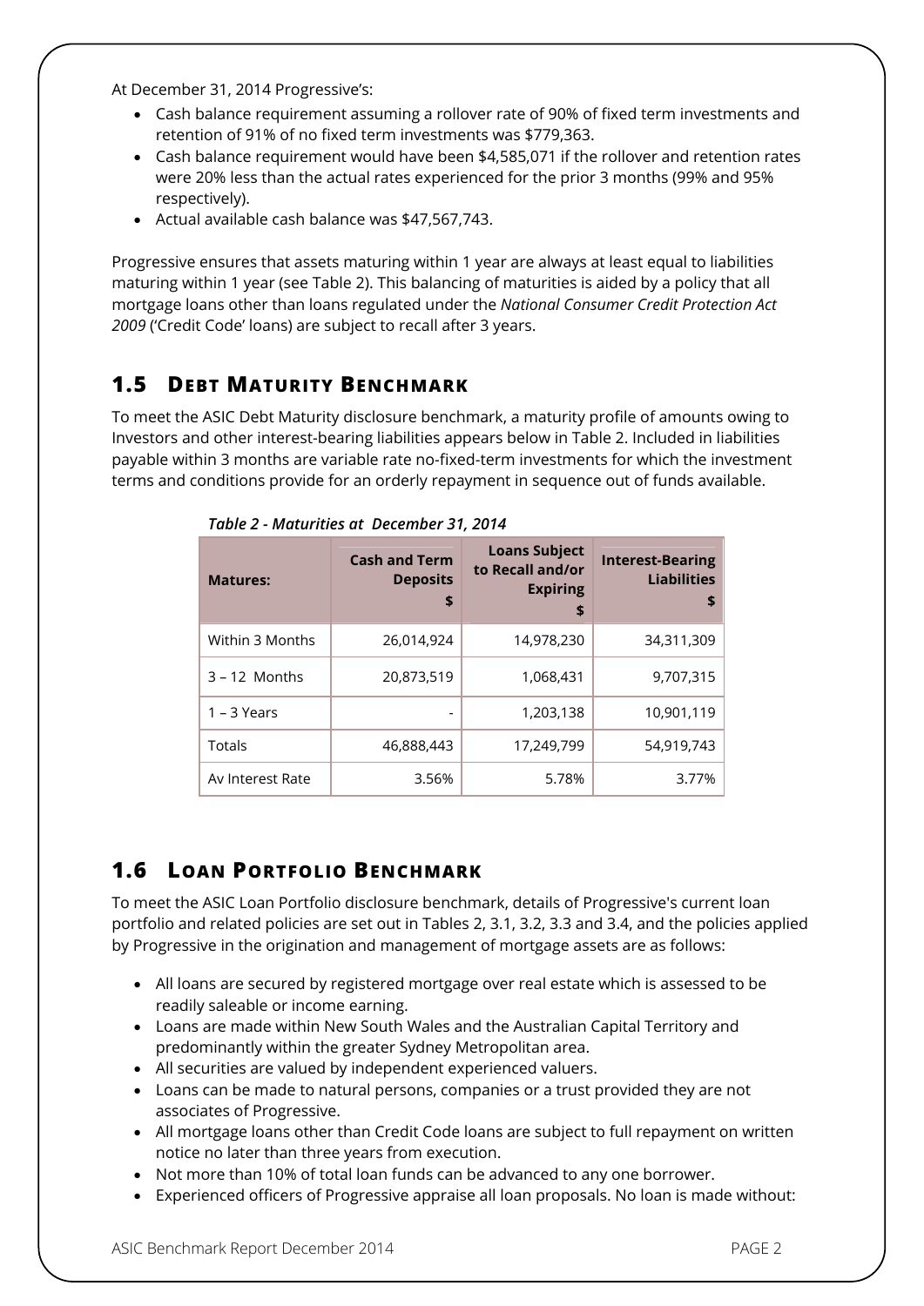At December 31, 2014 Progressive's:

- Cash balance requirement assuming a rollover rate of 90% of fixed term investments and retention of 91% of no fixed term investments was $779,363.
- Cash balance requirement would have been $4,585,071 if the rollover and retention rates were 20% less than the actual rates experienced for the prior 3 months (99% and 95% respectively).
- Actual available cash balance was $47,567,743.

Progressive ensures that assets maturing within 1 year are always at least equal to liabilities maturing within 1 year (see Table 2). This balancing of maturities is aided by a policy that all mortgage loans other than loans regulated under the *National Consumer Credit Protection Act 2009* ('Credit Code' loans) are subject to recall after 3 years.

## 1.5 Debt Maturity Benchmark

To meet the ASIC Debt Maturity disclosure benchmark, a maturity profile of amounts owing to Investors and other interest-bearing liabilities appears below in Table 2. Included in liabilities payable within 3 months are variable rate no-fixed-term investments for which the investment terms and conditions provide for an orderly repayment in sequence out of funds available.

*Table 2 - Maturities at December 31, 2014*

| Matures: | Cash and Term Deposits $ | Loans Subject to Recall and/or Expiring $ | Interest-Bearing Liabilities $ |
|---|---|---|---|
| Within 3 Months | 26,014,924 | 14,978,230 | 34,311,309 |
| 3 – 12 Months | 20,873,519 | 1,068,431 | 9,707,315 |
| 1 – 3 Years | - | 1,203,138 | 10,901,119 |
| Totals | 46,888,443 | 17,249,799 | 54,919,743 |
| Av Interest Rate | 3.56% | 5.78% | 3.77% |

## 1.6 Loan Portfolio Benchmark

To meet the ASIC Loan Portfolio disclosure benchmark, details of Progressive's current loan portfolio and related policies are set out in Tables 2, 3.1, 3.2, 3.3 and 3.4, and the policies applied by Progressive in the origination and management of mortgage assets are as follows:

- All loans are secured by registered mortgage over real estate which is assessed to be readily saleable or income earning.
- Loans are made within New South Wales and the Australian Capital Territory and predominantly within the greater Sydney Metropolitan area.
- All securities are valued by independent experienced valuers.
- Loans can be made to natural persons, companies or a trust provided they are not associates of Progressive.
- All mortgage loans other than Credit Code loans are subject to full repayment on written notice no later than three years from execution.
- Not more than 10% of total loan funds can be advanced to any one borrower.
- Experienced officers of Progressive appraise all loan proposals. No loan is made without: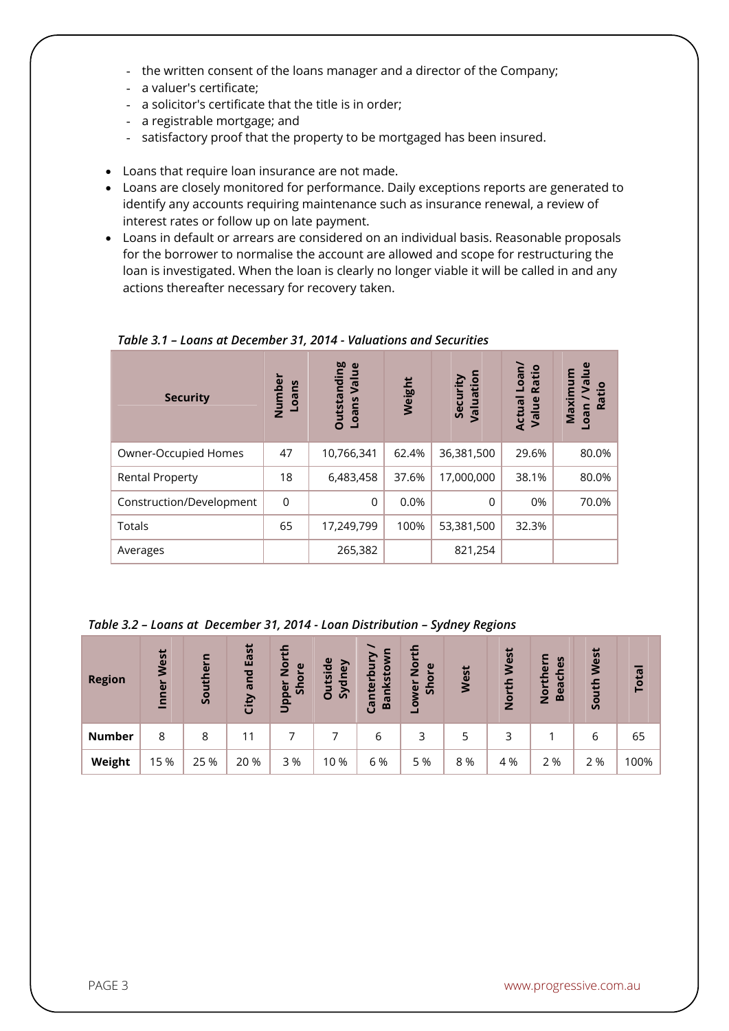- the written consent of the loans manager and a director of the Company;
- a valuer's certificate;
- a solicitor's certificate that the title is in order;
- a registrable mortgage; and
- satisfactory proof that the property to be mortgaged has been insured.

- Loans that require loan insurance are not made.
- Loans are closely monitored for performance. Daily exceptions reports are generated to identify any accounts requiring maintenance such as insurance renewal, a review of interest rates or follow up on late payment.
- Loans in default or arrears are considered on an individual basis. Reasonable proposals for the borrower to normalise the account are allowed and scope for restructuring the loan is investigated. When the loan is clearly no longer viable it will be called in and any actions thereafter necessary for recovery taken.

*Table 3.1 – Loans at December 31, 2014 - Valuations and Securities*

| Security | Number Loans | Outstanding Loans Value | Weight | Security Valuation | Actual Loan/ Value Ratio | Maximum Loan / Value Ratio |
|---|---|---|---|---|---|---|
| Owner-Occupied Homes | 47 | 10,766,341 | 62.4% | 36,381,500 | 29.6% | 80.0% |
| Rental Property | 18 | 6,483,458 | 37.6% | 17,000,000 | 38.1% | 80.0% |
| Construction/Development | 0 | 0 | 0.0% | 0 | 0% | 70.0% |
| Totals | 65 | 17,249,799 | 100% | 53,381,500 | 32.3% | |
| Averages | | 265,382 | | 821,254 | | |

*Table 3.2 – Loans at December 31, 2014 - Loan Distribution – Sydney Regions*

| Region | Inner West | Southern | City and East | Upper North Shore | Outside Sydney | Canterbury / Bankstown | Lower North Shore | West | North West | Northern Beaches | South West | Total |
|---|---|---|---|---|---|---|---|---|---|---|---|---|
| **Number** | 8 | 8 | 11 | 7 | 7 | 6 | 3 | 5 | 3 | 1 | 6 | 65 |
| **Weight** | 15 % | 25 % | 20 % | 3 % | 10 % | 6 % | 5 % | 8 % | 4 % | 2 % | 2 % | 100% |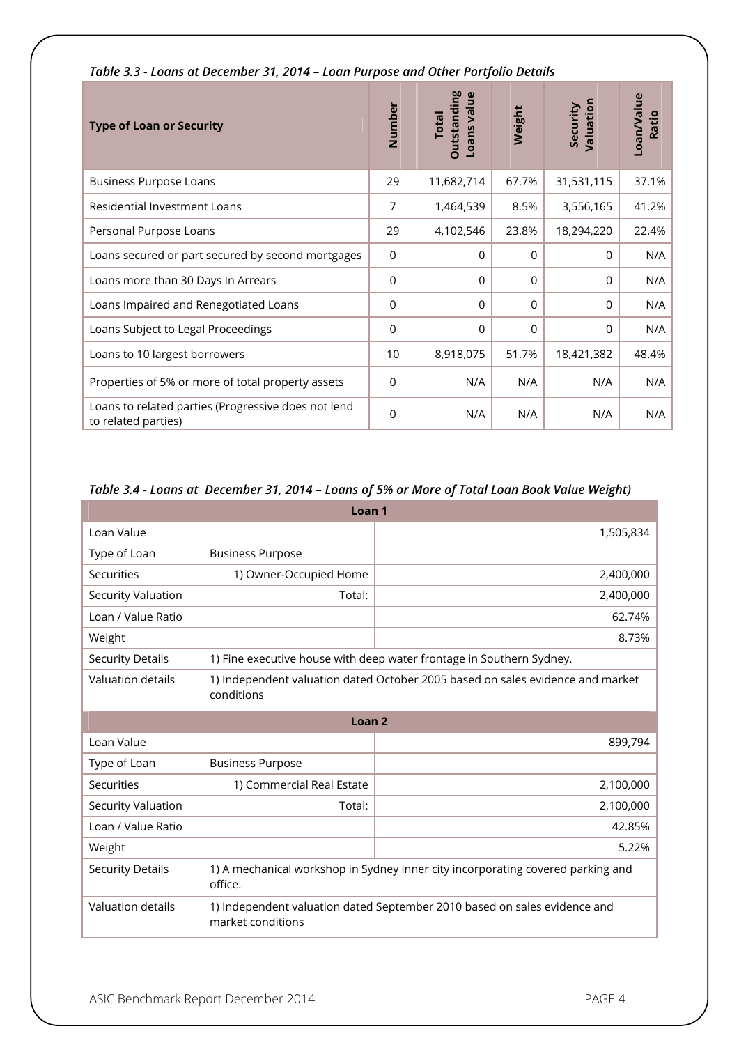*Table 3.3 - Loans at December 31, 2014 – Loan Purpose and Other Portfolio Details*

| Type of Loan or Security | Number | Total Outstanding Loans value | Weight | Security Valuation | Loan/Value Ratio |
|---|---|---|---|---|---|
| Business Purpose Loans | 29 | 11,682,714 | 67.7% | 31,531,115 | 37.1% |
| Residential Investment Loans | 7 | 1,464,539 | 8.5% | 3,556,165 | 41.2% |
| Personal Purpose Loans | 29 | 4,102,546 | 23.8% | 18,294,220 | 22.4% |
| Loans secured or part secured by second mortgages | 0 | 0 | 0 | 0 | N/A |
| Loans more than 30 Days In Arrears | 0 | 0 | 0 | 0 | N/A |
| Loans Impaired and Renegotiated Loans | 0 | 0 | 0 | 0 | N/A |
| Loans Subject to Legal Proceedings | 0 | 0 | 0 | 0 | N/A |
| Loans to 10 largest borrowers | 10 | 8,918,075 | 51.7% | 18,421,382 | 48.4% |
| Properties of 5% or more of total property assets | 0 | N/A | N/A | N/A | N/A |
| Loans to related parties (Progressive does not lend to related parties) | 0 | N/A | N/A | N/A | N/A |

*Table 3.4 - Loans at December 31, 2014 – Loans of 5% or More of Total Loan Book Value Weight)*

| Loan 1 | | |
|---|---|---|
| Loan Value | | 1,505,834 |
| Type of Loan | Business Purpose | |
| Securities | 1) Owner-Occupied Home | 2,400,000 |
| Security Valuation | Total: | 2,400,000 |
| Loan / Value Ratio | | 62.74% |
| Weight | | 8.73% |
| Security Details | 1) Fine executive house with deep water frontage in Southern Sydney. | |
| Valuation details | 1) Independent valuation dated October 2005 based on sales evidence and market conditions | |
| **Loan 2** | | |
| Loan Value | | 899,794 |
| Type of Loan | Business Purpose | |
| Securities | 1) Commercial Real Estate | 2,100,000 |
| Security Valuation | Total: | 2,100,000 |
| Loan / Value Ratio | | 42.85% |
| Weight | | 5.22% |
| Security Details | 1) A mechanical workshop in Sydney inner city incorporating covered parking and office. | |
| Valuation details | 1) Independent valuation dated September 2010 based on sales evidence and market conditions | |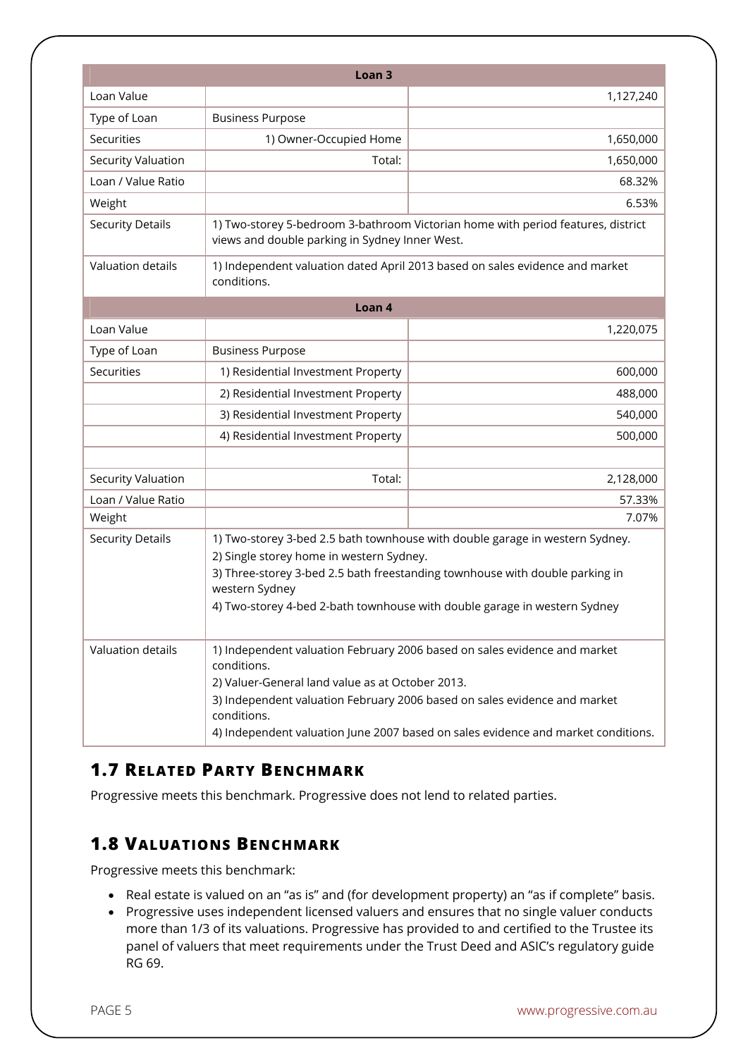| Loan 3 | | |
|---|---|---|
| Loan Value | | 1,127,240 |
| Type of Loan | Business Purpose | |
| Securities | 1) Owner-Occupied Home | 1,650,000 |
| Security Valuation | Total: | 1,650,000 |
| Loan / Value Ratio | | 68.32% |
| Weight | | 6.53% |
| Security Details | 1) Two-storey 5-bedroom 3-bathroom Victorian home with period features, district views and double parking in Sydney Inner West. | |
| Valuation details | 1) Independent valuation dated April 2013 based on sales evidence and market conditions. | |

| Loan 4 | | |
|---|---|---|
| Loan Value | | 1,220,075 |
| Type of Loan | Business Purpose | |
| Securities | 1) Residential Investment Property | 600,000 |
| | 2) Residential Investment Property | 488,000 |
| | 3) Residential Investment Property | 540,000 |
| | 4) Residential Investment Property | 500,000 |
| | | |
| Security Valuation | Total: | 2,128,000 |
| Loan / Value Ratio | | 57.33% |
| Weight | | 7.07% |
| Security Details | 1) Two-storey 3-bed 2.5 bath townhouse with double garage in western Sydney.<br>2) Single storey home in western Sydney.<br>3) Three-storey 3-bed 2.5 bath freestanding townhouse with double parking in western Sydney<br>4) Two-storey 4-bed 2-bath townhouse with double garage in western Sydney | |
| Valuation details | 1) Independent valuation February 2006 based on sales evidence and market conditions.<br>2) Valuer-General land value as at October 2013.<br>3) Independent valuation February 2006 based on sales evidence and market conditions.<br>4) Independent valuation June 2007 based on sales evidence and market conditions. | |

## 1.7 Related Party Benchmark

Progressive meets this benchmark. Progressive does not lend to related parties.

## 1.8 Valuations Benchmark

Progressive meets this benchmark:

- Real estate is valued on an "as is" and (for development property) an "as if complete" basis.
- Progressive uses independent licensed valuers and ensures that no single valuer conducts more than 1/3 of its valuations. Progressive has provided to and certified to the Trustee its panel of valuers that meet requirements under the Trust Deed and ASIC's regulatory guide RG 69.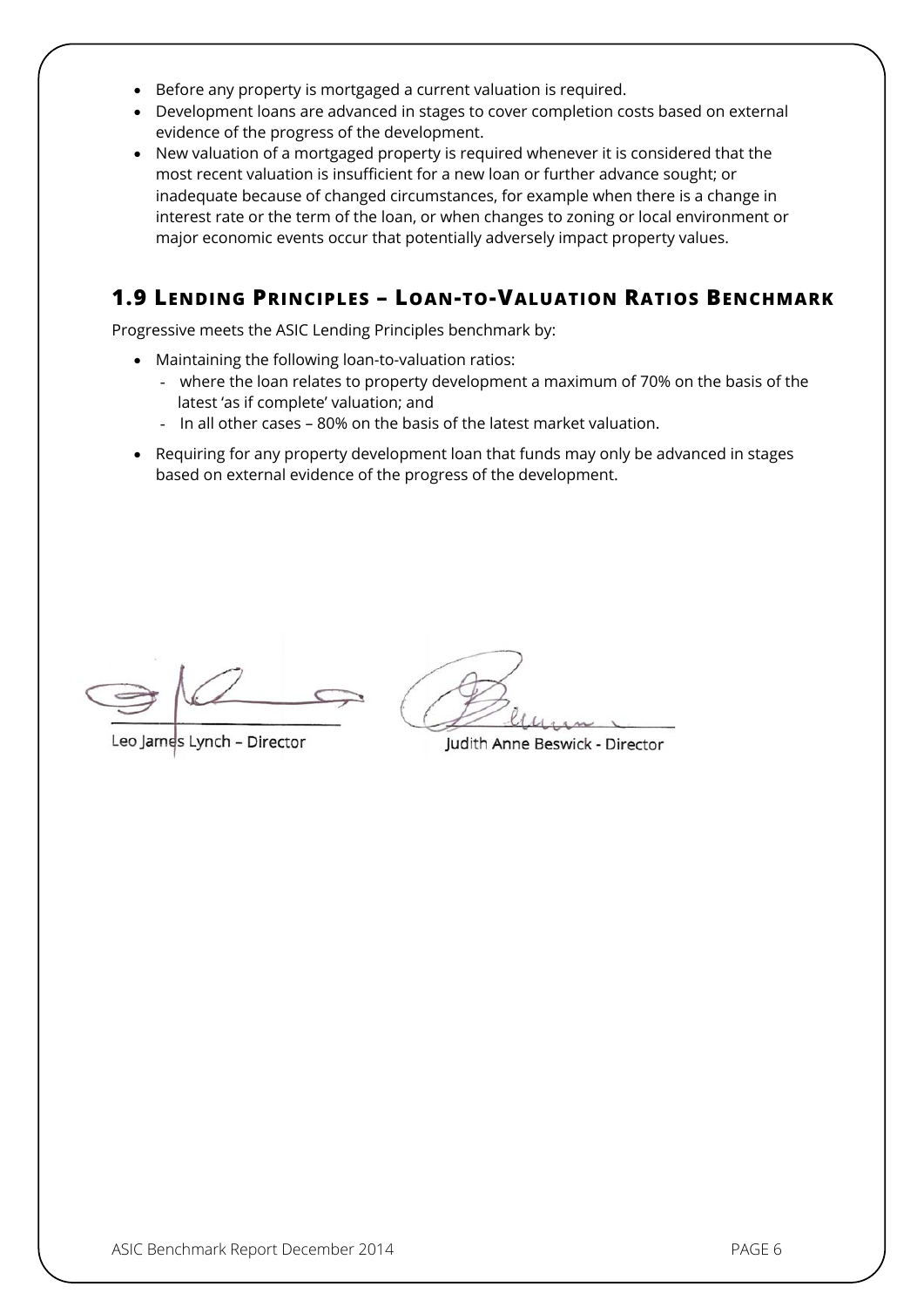- Before any property is mortgaged a current valuation is required.
- Development loans are advanced in stages to cover completion costs based on external evidence of the progress of the development.
- New valuation of a mortgaged property is required whenever it is considered that the most recent valuation is insufficient for a new loan or further advance sought; or inadequate because of changed circumstances, for example when there is a change in interest rate or the term of the loan, or when changes to zoning or local environment or major economic events occur that potentially adversely impact property values.

## 1.9 Lending Principles – Loan-to-Valuation Ratios Benchmark

Progressive meets the ASIC Lending Principles benchmark by:

- Maintaining the following loan-to-valuation ratios:
  - where the loan relates to property development a maximum of 70% on the basis of the latest 'as if complete' valuation; and
  - In all other cases – 80% on the basis of the latest market valuation.
- Requiring for any property development loan that funds may only be advanced in stages based on external evidence of the progress of the development.

Leo James Lynch – Director

Judith Anne Beswick - Director